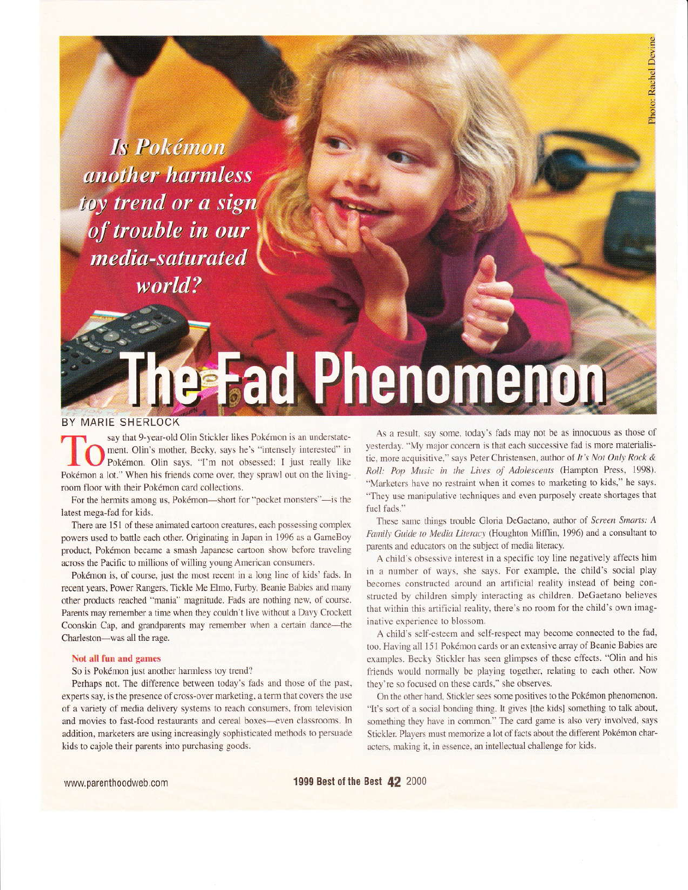*Is Pokémon another harmless toy trend or a sign of trouble in our media-saturated world?*

# The Fad Phenomenon

Photo: Rachel Devine

BY MARIE SHERLOCK

To say that 9-year-old Olin Stickler likes Pokémon is an understatement. Olin's mother, Becky, says he's "intensely interested" in Pokémon. Olin says, "I'm not obsessed; I just really like Pokémon a lot." When his friends come over, they sprawl out on the living-room floor with their Pokémon card collections.

For the hermits among us, Pokémon—short for "pocket monsters"—is the latest mega-fad for kids.

There are 151 of these animated cartoon creatures, each possessing complex powers used to battle each other. Originating in Japan in 1996 as a GameBoy product, Pokémon became a smash Japanese cartoon show before traveling across the Pacific to millions of willing young American consumers.

Pokémon is, of course, just the most recent in a long line of kids' fads. In recent years, Power Rangers, Tickle Me Elmo, Furby, Beanie Babies and many other products reached "mania" magnitude. Fads are nothing new, of course. Parents may remember a time when they couldn't live without a Davy Crockett Coonskin Cap, and grandparents may remember when a certain dance—the Charleston—was all the rage.

## Not all fun and games

So is Pokémon just another harmless toy trend?

Perhaps not. The difference between today's fads and those of the past, experts say, is the presence of cross-over marketing, a term that covers the use of a variety of media delivery systems to reach consumers, from television and movies to fast-food restaurants and cereal boxes—even classrooms. In addition, marketers are using increasingly sophisticated methods to persuade kids to cajole their parents into purchasing goods.

As a result, say some, today's fads may not be as innocuous as those of yesterday. "My major concern is that each successive fad is more materialistic, more acquisitive," says Peter Christensen, author of *It's Not Only Rock & Roll: Pop Music in the Lives of Adolescents* (Hampton Press, 1998). "Marketers have no restraint when it comes to marketing to kids," he says. "They use manipulative techniques and even purposely create shortages that fuel fads."

These same things trouble Gloria DeGaetano, author of *Screen Smarts: A Family Guide to Media Literacy* (Houghton Mifflin, 1996) and a consultant to parents and educators on the subject of media literacy.

A child's obsessive interest in a specific toy line negatively affects him in a number of ways, she says. For example, the child's social play becomes constructed around an artificial reality instead of being constructed by children simply interacting as children. DeGaetano believes that within this artificial reality, there's no room for the child's own imaginative experience to blossom.

A child's self-esteem and self-respect may become connected to the fad, too. Having all 151 Pokémon cards or an extensive array of Beanie Babies are examples. Becky Stickler has seen glimpses of these effects. "Olin and his friends would normally be playing together, relating to each other. Now they're so focused on these cards," she observes.

On the other hand, Stickler sees some positives to the Pokémon phenomenon. "It's sort of a social bonding thing. It gives [the kids] something to talk about, something they have in common." The card game is also very involved, says Stickler. Players must memorize a lot of facts about the different Pokémon characters, making it, in essence, an intellectual challenge for kids.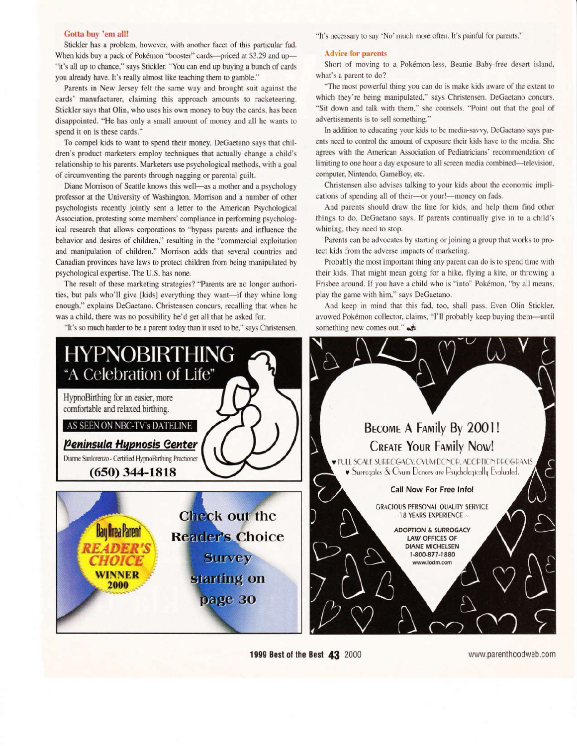### Gotta buy 'em all!

Stickler has a problem, however, with another facet of this particular fad. When kids buy a pack of Pokémon "booster" cards—priced at $3.29 and up—"it's all up to chance," says Stickler. "You can end up buying a bunch of cards you already have. It's really almost like teaching them to gamble."

Parents in New Jersey felt the same way and brought suit against the cards' manufacturer, claiming this approach amounts to racketeering. Stickler says that Olin, who uses his own money to buy the cards, has been disappointed. "He has only a small amount of money and all he wants to spend it on is these cards."

To compel kids to want to spend their money, DeGaetano says that children's product marketers employ techniques that actually change a child's relationship to his parents. Marketers use psychological methods, with a goal of circumventing the parents through nagging or parental guilt.

Diane Morrison of Seattle knows this well—as a mother and a psychology professor at the University of Washington. Morrison and a number of other psychologists recently jointly sent a letter to the American Psychological Association, protesting some members' compliance in performing psychological research that allows corporations to "bypass parents and influence the behavior and desires of children," resulting in the "commercial exploitation and manipulation of children." Morrison adds that several countries and Canadian provinces have laws to protect children from being manipulated by psychological expertise. The U.S. has none.

The result of these marketing strategies? "Parents are no longer authorities, but pals who'll give [kids] everything they want—if they whine long enough," explains DeGaetano. Christensen concurs, recalling that when he was a child, there was no possibility he'd get all that he asked for.

"It's so much harder to be a parent today than it used to be," says Christensen. "It's necessary to say 'No' much more often. It's painful for parents."

### Advice for parents

Short of moving to a Pokémon-less, Beanie Baby-free desert island, what's a parent to do?

"The most powerful thing you can do is make kids aware of the extent to which they're being manipulated," says Christensen. DeGaetano concurs. "Sit down and talk with them," she counsels. "Point out that the goal of advertisements is to sell something."

In addition to educating your kids to be media-savvy, DeGaetano says parents need to control the amount of exposure their kids have to the media. She agrees with the American Association of Pediatricians' recommendation of limiting to one hour a day exposure to all screen media combined—television, computer, Nintendo, GameBoy, etc.

Christensen also advises talking to your kids about the economic implications of spending all of their—or your!—money on fads.

And parents should draw the line for kids, and help them find other things to do, DeGaetano says. If parents continually give in to a child's whining, they need to stop.

Parents can be advocates by starting or joining a group that works to protect kids from the adverse impacts of marketing.

Probably the most important thing any parent can do is to spend time with their kids. That might mean going for a hike, flying a kite, or throwing a Frisbee around. If you have a child who is "into" Pokémon, "by all means, play the game with him," says DeGaetano.

And keep in mind that this fad, too, shall pass. Even Olin Stickler, avowed Pokémon collector, claims, "I'll probably keep buying them—until something new comes out."

---

# HYPNOBIRTHING
## "A Celebration of Life"

HypnoBirthing for an easier, more comfortable and relaxed birthing.

AS SEEN ON NBC-TV's DATELINE

***Peninsula Hypnosis Center***

Dianne Sanlorenzo - Certified HypnoBirthing Practioner

**(650) 344-1818**

---

Bay Area Parent READER'S CHOICE WINNER 2000

**Check out the Reader's Choice Survey starting on page 30**

---

## Become A Family By 2001!
## Create Your Family Now!

♥ FULL SCALE SURROGACY, OVUM DONOR, ADOPTION PROGRAMS
♥ Surrogates & Ovum Donors are Psychologically Evaluated.

**Call Now For Free Info!**

GRACIOUS PERSONAL QUALITY SERVICE
– 18 YEARS EXPERIENCE –

ADOPTION & SURROGACY
LAW OFFICES OF
DIANE MICHELSEN
1-800-877-1880
www.lodm.com